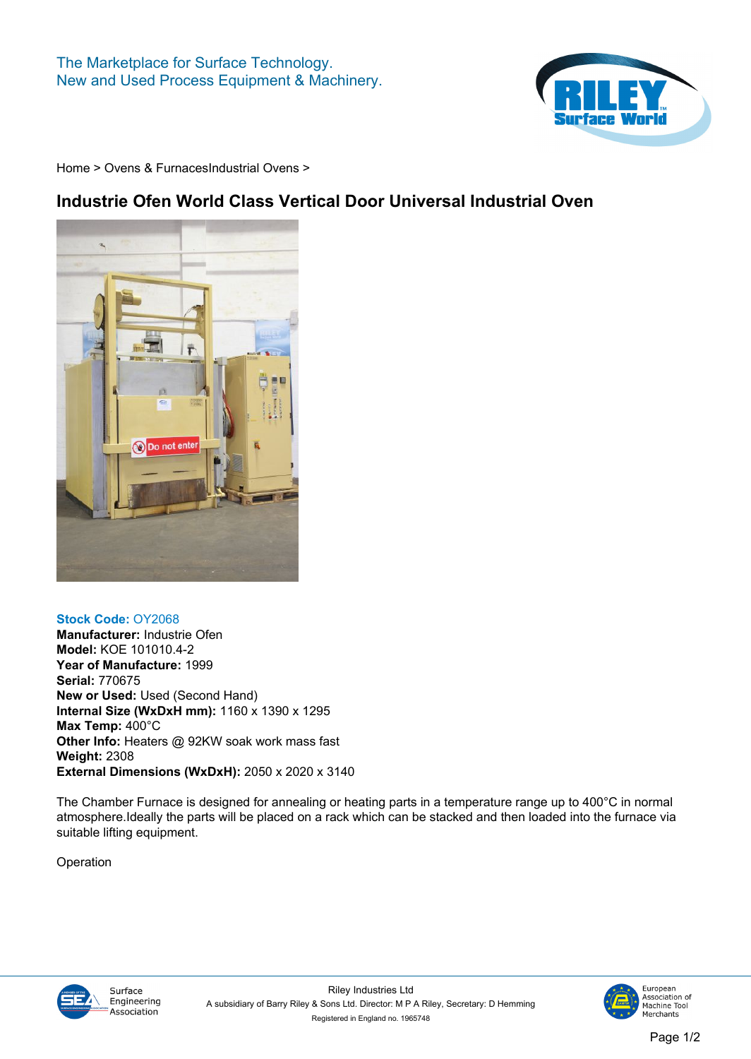The Marketplace for Surface Technology.
New and Used Process Equipment & Machinery.

Home > Ovens & FurnacesIndustrial Ovens >

# Industrie Ofen World Class Vertical Door Universal Industrial Oven

**Stock Code:** OY2068
**Manufacturer:** Industrie Ofen
**Model:** KOE 101010.4-2
**Year of Manufacture:** 1999
**Serial:** 770675
**New or Used:** Used (Second Hand)
**Internal Size (WxDxH mm):** 1160 x 1390 x 1295
**Max Temp:** 400°C
**Other Info:** Heaters @ 92KW soak work mass fast
**Weight:** 2308
**External Dimensions (WxDxH):** 2050 x 2020 x 3140

The Chamber Furnace is designed for annealing or heating parts in a temperature range up to 400°C in normal atmosphere.Ideally the parts will be placed on a rack which can be stacked and then loaded into the furnace via suitable lifting equipment.

Operation

Surface Engineering Association

Riley Industries Ltd
A subsidiary of Barry Riley & Sons Ltd. Director: M P A Riley, Secretary: D Hemming
Registered in England no. 1965748

European Association of Machine Tool Merchants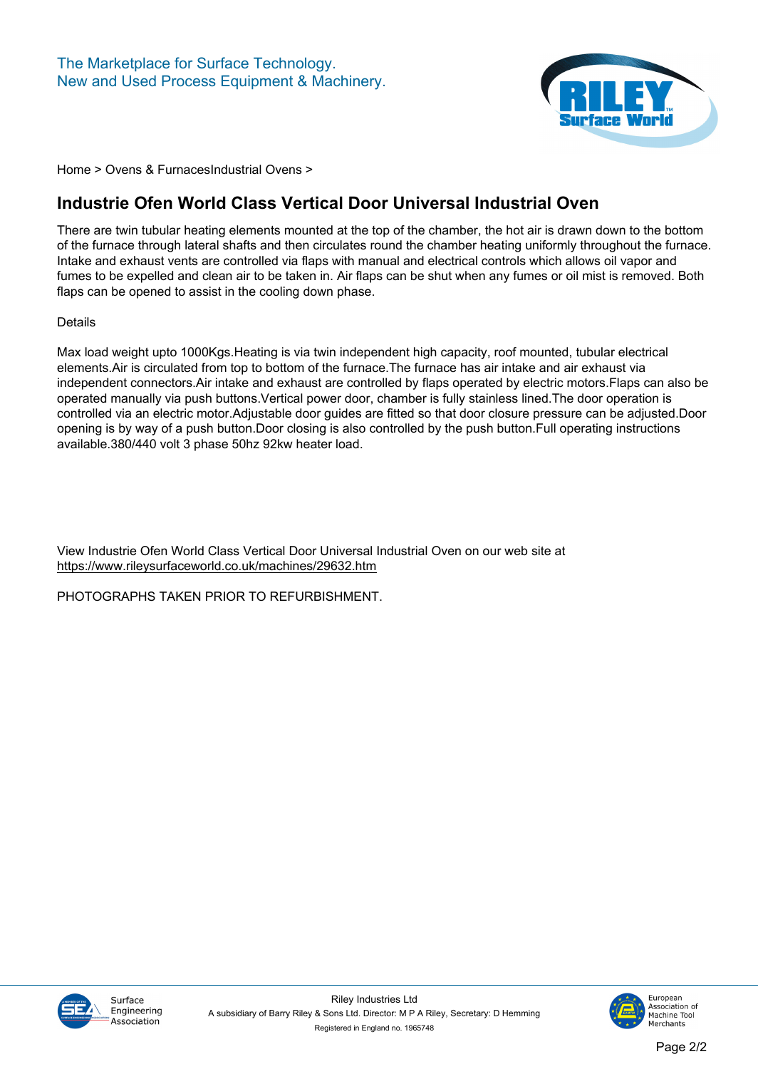The Marketplace for Surface Technology.
New and Used Process Equipment & Machinery.

Home > Ovens & FurnacesIndustrial Ovens >

## Industrie Ofen World Class Vertical Door Universal Industrial Oven

There are twin tubular heating elements mounted at the top of the chamber, the hot air is drawn down to the bottom of the furnace through lateral shafts and then circulates round the chamber heating uniformly throughout the furnace. Intake and exhaust vents are controlled via flaps with manual and electrical controls which allows oil vapor and fumes to be expelled and clean air to be taken in. Air flaps can be shut when any fumes or oil mist is removed. Both flaps can be opened to assist in the cooling down phase.

Details

Max load weight upto 1000Kgs.Heating is via twin independent high capacity, roof mounted, tubular electrical elements.Air is circulated from top to bottom of the furnace.The furnace has air intake and air exhaust via independent connectors.Air intake and exhaust are controlled by flaps operated by electric motors.Flaps can also be operated manually via push buttons.Vertical power door, chamber is fully stainless lined.The door operation is controlled via an electric motor.Adjustable door guides are fitted so that door closure pressure can be adjusted.Door opening is by way of a push button.Door closing is also controlled by the push button.Full operating instructions available.380/440 volt 3 phase 50hz 92kw heater load.

View Industrie Ofen World Class Vertical Door Universal Industrial Oven on our web site at https://www.rileysurfaceworld.co.uk/machines/29632.htm

PHOTOGRAPHS TAKEN PRIOR TO REFURBISHMENT.

Riley Industries Ltd
A subsidiary of Barry Riley & Sons Ltd. Director: M P A Riley, Secretary: D Hemming
Registered in England no. 1965748